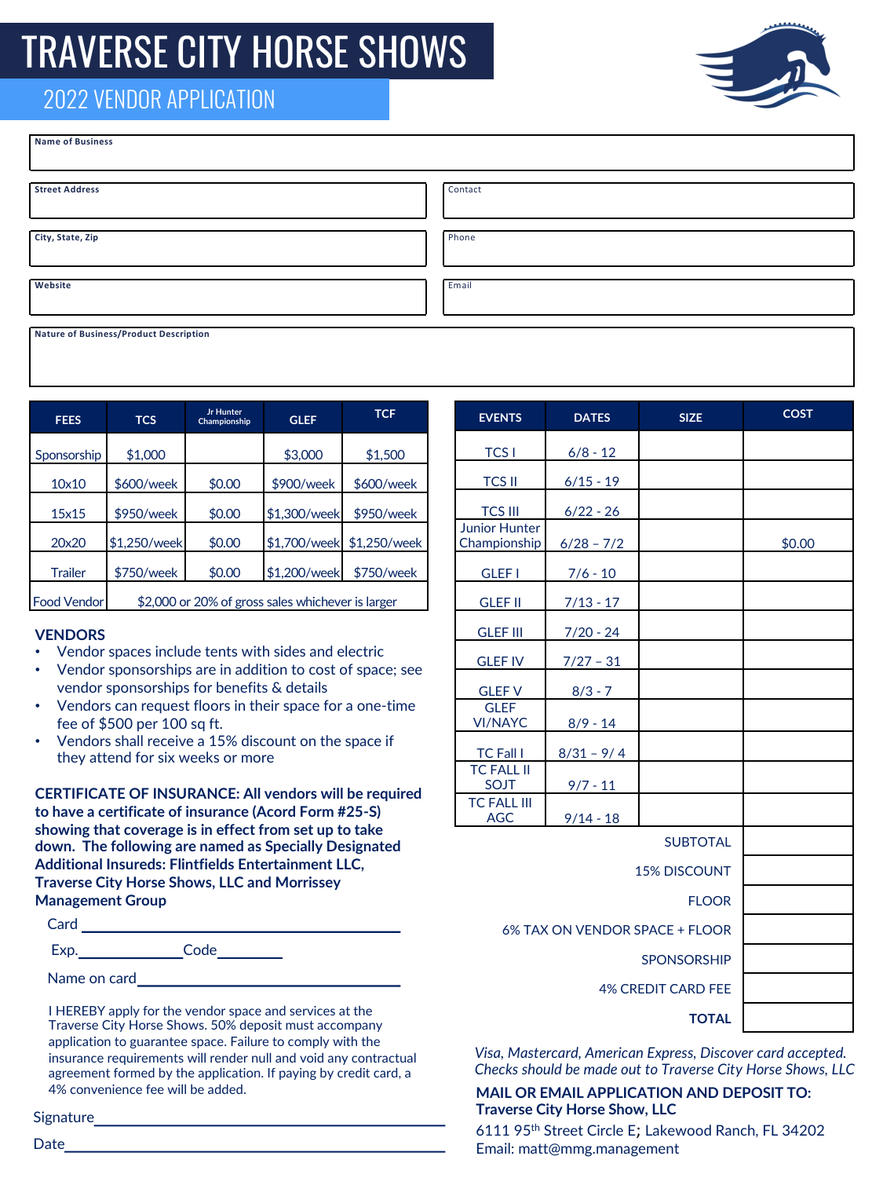# TRAVERSE CITY HORSE SHOWS

## 2022 VENDOR APPLICATION

| **Name of Business** | |
|---|---|
| **Street Address** | Contact |
| **City, State, Zip** | Phone |
| **Website** | Email |
| **Nature of Business/Product Description** | |

| FEES | TCS | Jr Hunter Championship | GLEF | TCF |
|---|---|---|---|---|
| Sponsorship | $1,000 | | $3,000 | $1,500 |
| 10x10 | $600/week | $0.00 | $900/week | $600/week |
| 15x15 | $950/week | $0.00 | $1,300/week | $950/week |
| 20x20 | $1,250/week | $0.00 | $1,700/week | $1,250/week |
| Trailer | $750/week | $0.00 | $1,200/week | $750/week |
| Food Vendor | $2,000 or 20% of gross sales whichever is larger | | | |

**VENDORS**

- Vendor spaces include tents with sides and electric
- Vendor sponsorships are in addition to cost of space; see vendor sponsorships for benefits & details
- Vendors can request floors in their space for a one-time fee of $500 per 100 sq ft.
- Vendors shall receive a 15% discount on the space if they attend for six weeks or more

**CERTIFICATE OF INSURANCE: All vendors will be required to have a certificate of insurance (Acord Form #25-S) showing that coverage is in effect from set up to take down. The following are named as Specially Designated Additional Insureds: Flintfields Entertainment LLC, Traverse City Horse Shows, LLC and Morrissey Management Group**

Card ____________________

Exp.__________ Code________

Name on card____________________

I HEREBY apply for the vendor space and services at the Traverse City Horse Shows. 50% deposit must accompany application to guarantee space. Failure to comply with the insurance requirements will render null and void any contractual agreement formed by the application. If paying by credit card, a 4% convenience fee will be added.

Signature____________________

Date____________________

| EVENTS | DATES | SIZE | COST |
|---|---|---|---|
| TCS I | 6/8 - 12 | | |
| TCS II | 6/15 - 19 | | |
| TCS III | 6/22 - 26 | | |
| Junior Hunter Championship | 6/28 – 7/2 | | $0.00 |
| GLEF I | 7/6 - 10 | | |
| GLEF II | 7/13 - 17 | | |
| GLEF III | 7/20 - 24 | | |
| GLEF IV | 7/27 – 31 | | |
| GLEF V | 8/3 - 7 | | |
| GLEF VI/NAYC | 8/9 - 14 | | |
| TC Fall I | 8/31 – 9/ 4 | | |
| TC FALL II SOJT | 9/7 - 11 | | |
| TC FALL III AGC | 9/14 - 18 | | |
| | | SUBTOTAL | |
| | | 15% DISCOUNT | |
| | | FLOOR | |
| | | 6% TAX ON VENDOR SPACE + FLOOR | |
| | | SPONSORSHIP | |
| | | 4% CREDIT CARD FEE | |
| | | **TOTAL** | |

*Visa, Mastercard, American Express, Discover card accepted. Checks should be made out to Traverse City Horse Shows, LLC*

**MAIL OR EMAIL APPLICATION AND DEPOSIT TO:**
**Traverse City Horse Show, LLC**
6111 95th Street Circle E; Lakewood Ranch, FL 34202
Email: matt@mmg.management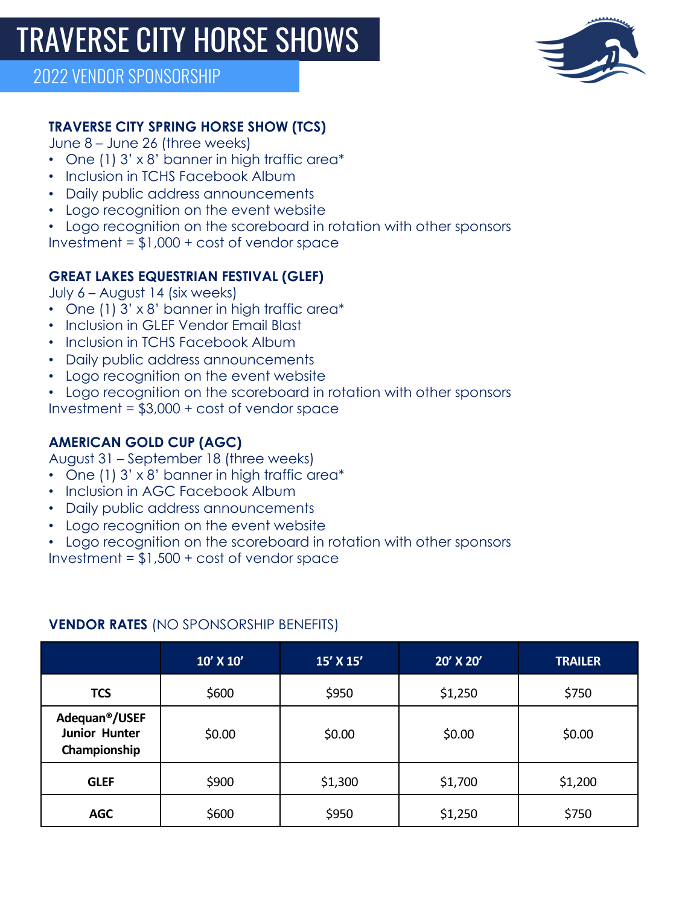# TRAVERSE CITY HORSE SHOWS

## 2022 VENDOR SPONSORSHIP

**TRAVERSE CITY SPRING HORSE SHOW (TCS)**

June 8 – June 26 (three weeks)

- One (1) 3' x 8' banner in high traffic area*
- Inclusion in TCHS Facebook Album
- Daily public address announcements
- Logo recognition on the event website
- Logo recognition on the scoreboard in rotation with other sponsors

Investment = $1,000 + cost of vendor space

**GREAT LAKES EQUESTRIAN FESTIVAL (GLEF)**

July 6 – August 14 (six weeks)

- One (1) 3' x 8' banner in high traffic area*
- Inclusion in GLEF Vendor Email Blast
- Inclusion in TCHS Facebook Album
- Daily public address announcements
- Logo recognition on the event website
- Logo recognition on the scoreboard in rotation with other sponsors

Investment = $3,000 + cost of vendor space

**AMERICAN GOLD CUP (AGC)**

August 31 – September 18 (three weeks)

- One (1) 3' x 8' banner in high traffic area*
- Inclusion in AGC Facebook Album
- Daily public address announcements
- Logo recognition on the event website
- Logo recognition on the scoreboard in rotation with other sponsors

Investment = $1,500 + cost of vendor space

**VENDOR RATES** (NO SPONSORSHIP BENEFITS)

| | 10' X 10' | 15' X 15' | 20' X 20' | TRAILER |
|---|---|---|---|---|
| **TCS** | $600 | $950 | $1,250 | $750 |
| **Adequan®/USEF Junior Hunter Championship** | $0.00 | $0.00 | $0.00 | $0.00 |
| **GLEF** | $900 | $1,300 | $1,700 | $1,200 |
| **AGC** | $600 | $950 | $1,250 | $750 |